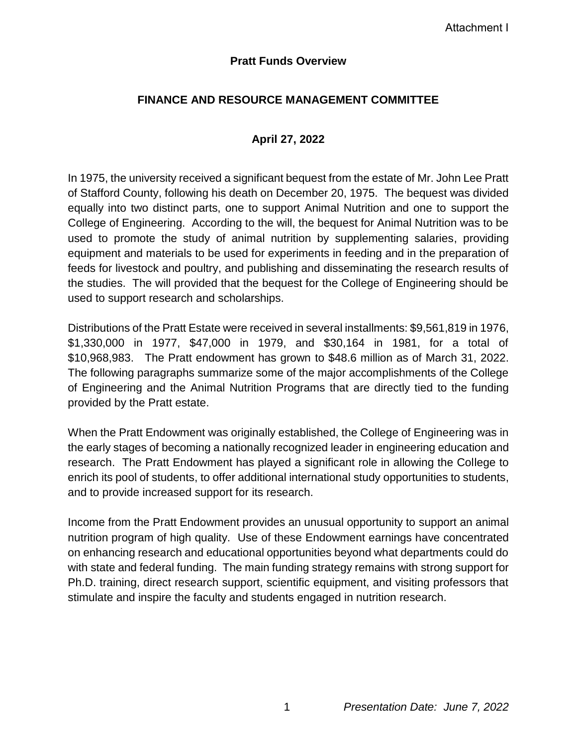Attachment I

# Pratt Funds Overview

## FINANCE AND RESOURCE MANAGEMENT COMMITTEE

### April 27, 2022

In 1975, the university received a significant bequest from the estate of Mr. John Lee Pratt of Stafford County, following his death on December 20, 1975. The bequest was divided equally into two distinct parts, one to support Animal Nutrition and one to support the College of Engineering. According to the will, the bequest for Animal Nutrition was to be used to promote the study of animal nutrition by supplementing salaries, providing equipment and materials to be used for experiments in feeding and in the preparation of feeds for livestock and poultry, and publishing and disseminating the research results of the studies. The will provided that the bequest for the College of Engineering should be used to support research and scholarships.

Distributions of the Pratt Estate were received in several installments: $9,561,819 in 1976, $1,330,000 in 1977, $47,000 in 1979, and $30,164 in 1981, for a total of $10,968,983. The Pratt endowment has grown to $48.6 million as of March 31, 2022. The following paragraphs summarize some of the major accomplishments of the College of Engineering and the Animal Nutrition Programs that are directly tied to the funding provided by the Pratt estate.

When the Pratt Endowment was originally established, the College of Engineering was in the early stages of becoming a nationally recognized leader in engineering education and research. The Pratt Endowment has played a significant role in allowing the College to enrich its pool of students, to offer additional international study opportunities to students, and to provide increased support for its research.

Income from the Pratt Endowment provides an unusual opportunity to support an animal nutrition program of high quality. Use of these Endowment earnings have concentrated on enhancing research and educational opportunities beyond what departments could do with state and federal funding. The main funding strategy remains with strong support for Ph.D. training, direct research support, scientific equipment, and visiting professors that stimulate and inspire the faculty and students engaged in nutrition research.

*Presentation Date: June 7, 2022*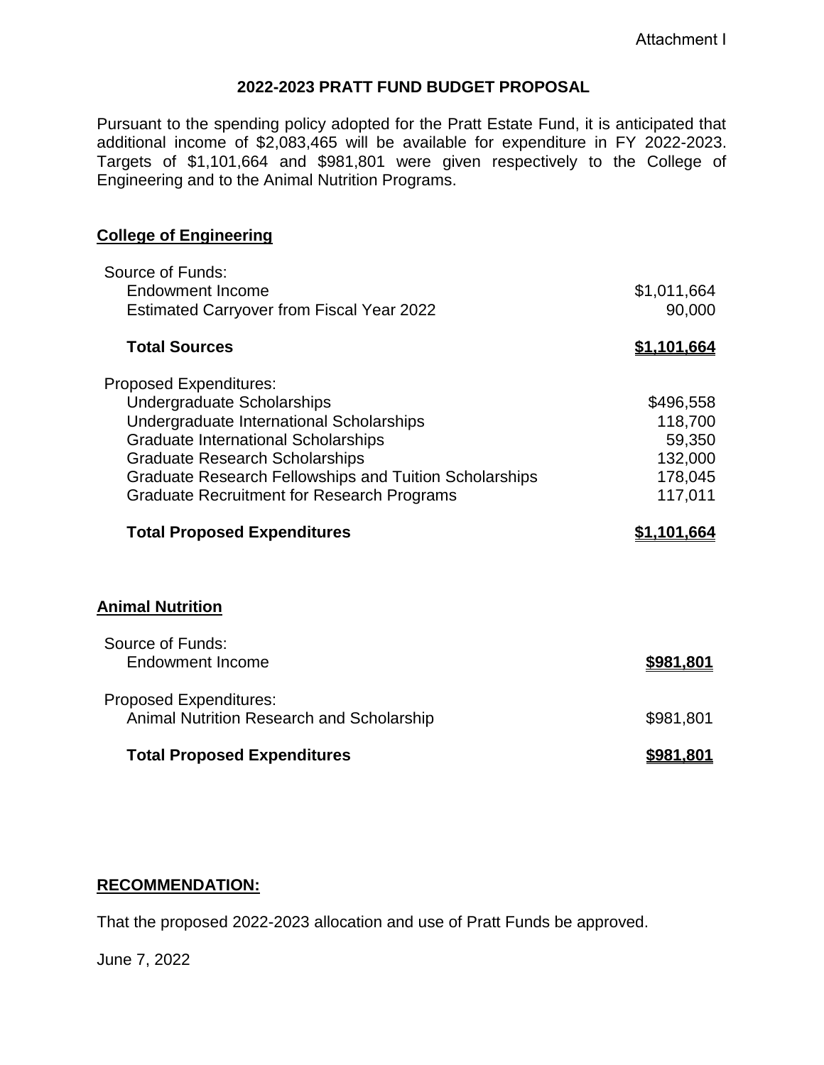Attachment I

# 2022-2023 PRATT FUND BUDGET PROPOSAL

Pursuant to the spending policy adopted for the Pratt Estate Fund, it is anticipated that additional income of $2,083,465 will be available for expenditure in FY 2022-2023. Targets of $1,101,664 and $981,801 were given respectively to the College of Engineering and to the Animal Nutrition Programs.

## College of Engineering

| | |
|---|---|
| Source of Funds: | |
| Endowment Income | $1,011,664 |
| Estimated Carryover from Fiscal Year 2022 | 90,000 |
| **Total Sources** | **$1,101,664** |
| Proposed Expenditures: | |
| Undergraduate Scholarships | $496,558 |
| Undergraduate International Scholarships | 118,700 |
| Graduate International Scholarships | 59,350 |
| Graduate Research Scholarships | 132,000 |
| Graduate Research Fellowships and Tuition Scholarships | 178,045 |
| Graduate Recruitment for Research Programs | 117,011 |
| **Total Proposed Expenditures** | **$1,101,664** |

## Animal Nutrition

| | |
|---|---|
| Source of Funds: | |
| Endowment Income | **$981,801** |
| Proposed Expenditures: | |
| Animal Nutrition Research and Scholarship | $981,801 |
| **Total Proposed Expenditures** | **$981,801** |

## RECOMMENDATION:

That the proposed 2022-2023 allocation and use of Pratt Funds be approved.

June 7, 2022